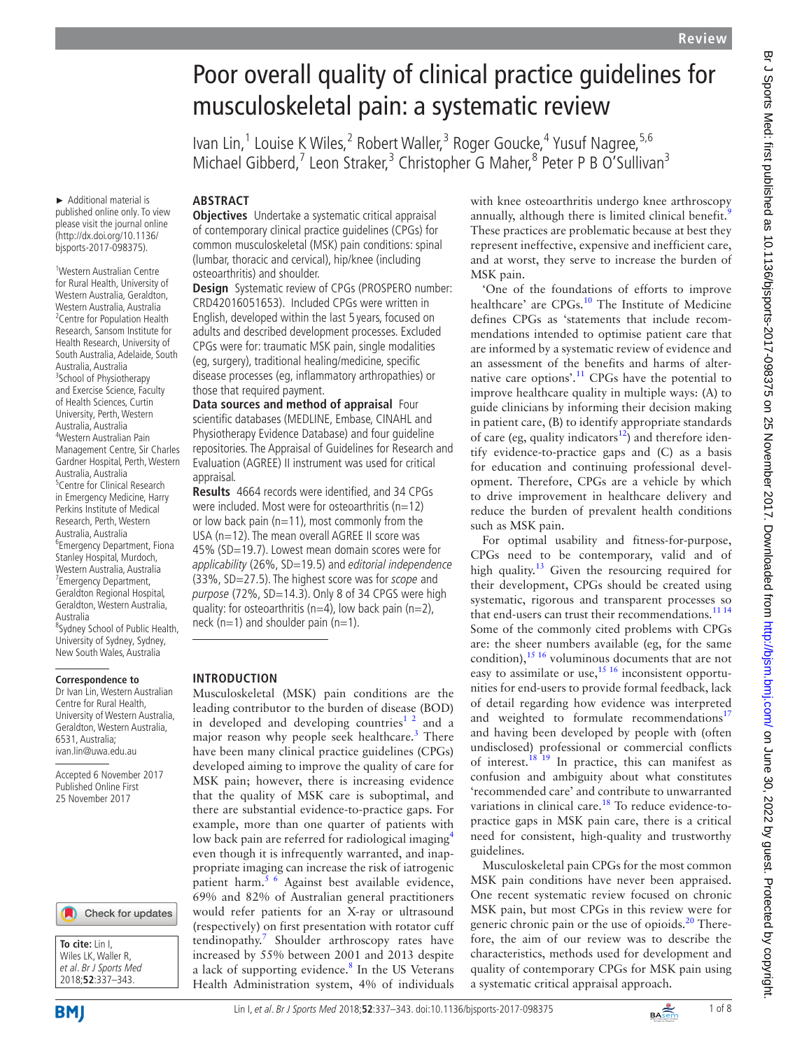# Poor overall quality of clinical practice guidelines for musculoskeletal pain: a systematic review

Ivan Lin,[1] Louise K Wiles,[2] Robert Waller,[3] Roger Goucke,[4] Yusuf Nagree,[5,6] Michael Gibberd,[7] Leon Straker,[3] Christopher G Maher,[8] Peter P B O'Sullivan[3]

► Additional material is published online only. To view please visit the journal online (http://dx.doi.org/10.1136/bjsports-2017-098375).

[1]Western Australian Centre for Rural Health, University of Western Australia, Geraldton, Western Australia, Australia
[2]Centre for Population Health Research, Sansom Institute for Health Research, University of South Australia, Adelaide, South Australia, Australia
[3]School of Physiotherapy and Exercise Science, Faculty of Health Sciences, Curtin University, Perth, Western Australia, Australia
[4]Western Australian Pain Management Centre, Sir Charles Gardner Hospital, Perth, Western Australia, Australia
[5]Centre for Clinical Research in Emergency Medicine, Harry Perkins Institute of Medical Research, Perth, Western Australia, Australia
[6]Emergency Department, Fiona Stanley Hospital, Murdoch, Western Australia, Australia
[7]Emergency Department, Geraldton Regional Hospital, Geraldton, Western Australia, Australia
[8]Sydney School of Public Health, University of Sydney, Sydney, New South Wales, Australia

**Correspondence to**
Dr Ivan Lin, Western Australian Centre for Rural Health, University of Western Australia, Geraldton, Western Australia, 6531, Australia; ivan.lin@uwa.edu.au

Accepted 6 November 2017
Published Online First 25 November 2017

**To cite:** Lin I, Wiles LK, Waller R, *et al*. *Br J Sports Med* 2018;**52**:337–343.

## ABSTRACT

**Objectives** Undertake a systematic critical appraisal of contemporary clinical practice guidelines (CPGs) for common musculoskeletal (MSK) pain conditions: spinal (lumbar, thoracic and cervical), hip/knee (including osteoarthritis) and shoulder.

**Design** Systematic review of CPGs (PROSPERO number: CRD42016051653). Included CPGs were written in English, developed within the last 5 years, focused on adults and described development processes. Excluded CPGs were for: traumatic MSK pain, single modalities (eg, surgery), traditional healing/medicine, specific disease processes (eg, inflammatory arthropathies) or those that required payment.

**Data sources and method of appraisal** Four scientific databases (MEDLINE, Embase, CINAHL and Physiotherapy Evidence Database) and four guideline repositories. The Appraisal of Guidelines for Research and Evaluation (AGREE) II instrument was used for critical appraisal.

**Results** 4664 records were identified, and 34 CPGs were included. Most were for osteoarthritis (n=12) or low back pain (n=11), most commonly from the USA (n=12). The mean overall AGREE II score was 45% (SD=19.7). Lowest mean domain scores were for *applicability* (26%, SD=19.5) and *editorial independence* (33%, SD=27.5). The highest score was for *scope* and *purpose* (72%, SD=14.3). Only 8 of 34 CPGS were high quality: for osteoarthritis (n=4), low back pain (n=2), neck (n=1) and shoulder pain (n=1).

## INTRODUCTION

Musculoskeletal (MSK) pain conditions are the leading contributor to the burden of disease (BOD) in developed and developing countries[1,2] and a major reason why people seek healthcare.[3] There have been many clinical practice guidelines (CPGs) developed aiming to improve the quality of care for MSK pain; however, there is increasing evidence that the quality of MSK care is suboptimal, and there are substantial evidence-to-practice gaps. For example, more than one quarter of patients with low back pain are referred for radiological imaging[4] even though it is infrequently warranted, and inappropriate imaging can increase the risk of iatrogenic patient harm.[5,6] Against best available evidence, 69% and 82% of Australian general practitioners would refer patients for an X-ray or ultrasound (respectively) on first presentation with rotator cuff tendinopathy.[7] Shoulder arthroscopy rates have increased by 55% between 2001 and 2013 despite a lack of supporting evidence.[8] In the US Veterans Health Administration system, 4% of individuals with knee osteoarthritis undergo knee arthroscopy annually, although there is limited clinical benefit.[9] These practices are problematic because at best they represent ineffective, expensive and inefficient care, and at worst, they serve to increase the burden of MSK pain.

'One of the foundations of efforts to improve healthcare' are CPGs.[10] The Institute of Medicine defines CPGs as 'statements that include recommendations intended to optimise patient care that are informed by a systematic review of evidence and an assessment of the benefits and harms of alternative care options'.[11] CPGs have the potential to improve healthcare quality in multiple ways: (A) to guide clinicians by informing their decision making in patient care, (B) to identify appropriate standards of care (eg, quality indicators[12]) and therefore identify evidence-to-practice gaps and (C) as a basis for education and continuing professional development. Therefore, CPGs are a vehicle by which to drive improvement in healthcare delivery and reduce the burden of prevalent health conditions such as MSK pain.

For optimal usability and fitness-for-purpose, CPGs need to be contemporary, valid and of high quality.[13] Given the resourcing required for their development, CPGs should be created using systematic, rigorous and transparent processes so that end-users can trust their recommendations.[11,14] Some of the commonly cited problems with CPGs are: the sheer numbers available (eg, for the same condition),[15,16] voluminous documents that are not easy to assimilate or use,[15,16] inconsistent opportunities for end-users to provide formal feedback, lack of detail regarding how evidence was interpreted and weighted to formulate recommendations[17] and having been developed by people with (often undisclosed) professional or commercial conflicts of interest.[18,19] In practice, this can manifest as confusion and ambiguity about what constitutes 'recommended care' and contribute to unwarranted variations in clinical care.[18] To reduce evidence-to-practice gaps in MSK pain care, there is a critical need for consistent, high-quality and trustworthy guidelines.

Musculoskeletal pain CPGs for the most common MSK pain conditions have never been appraised. One recent systematic review focused on chronic MSK pain, but most CPGs in this review were for generic chronic pain or the use of opioids.[20] Therefore, the aim of our review was to describe the characteristics, methods used for development and quality of contemporary CPGs for MSK pain using a systematic critical appraisal approach.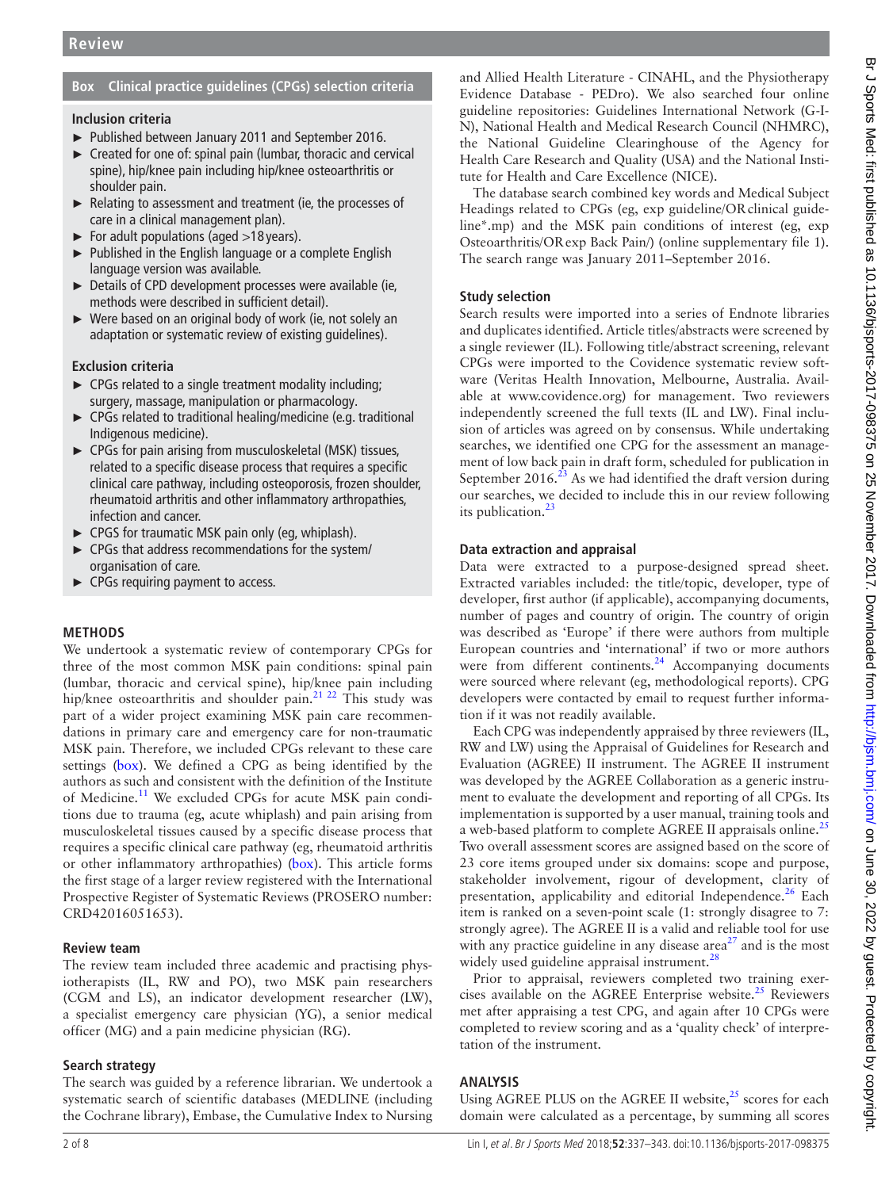## Box Clinical practice guidelines (CPGs) selection criteria

**Inclusion criteria**

- ► Published between January 2011 and September 2016.
- ► Created for one of: spinal pain (lumbar, thoracic and cervical spine), hip/knee pain including hip/knee osteoarthritis or shoulder pain.
- ► Relating to assessment and treatment (ie, the processes of care in a clinical management plan).
- ► For adult populations (aged >18 years).
- ► Published in the English language or a complete English language version was available.
- ► Details of CPD development processes were available (ie, methods were described in sufficient detail).
- ► Were based on an original body of work (ie, not solely an adaptation or systematic review of existing guidelines).

**Exclusion criteria**

- ► CPGs related to a single treatment modality including; surgery, massage, manipulation or pharmacology.
- ► CPGs related to traditional healing/medicine (e.g. traditional Indigenous medicine).
- ► CPGs for pain arising from musculoskeletal (MSK) tissues, related to a specific disease process that requires a specific clinical care pathway, including osteoporosis, frozen shoulder, rheumatoid arthritis and other inflammatory arthropathies, infection and cancer.
- ► CPGS for traumatic MSK pain only (eg, whiplash).
- ► CPGs that address recommendations for the system/organisation of care.
- ► CPGs requiring payment to access.

## METHODS

We undertook a systematic review of contemporary CPGs for three of the most common MSK pain conditions: spinal pain (lumbar, thoracic and cervical spine), hip/knee pain including hip/knee osteoarthritis and shoulder pain.[21 22] This study was part of a wider project examining MSK pain care recommendations in primary care and emergency care for non-traumatic MSK pain. Therefore, we included CPGs relevant to these care settings (box). We defined a CPG as being identified by the authors as such and consistent with the definition of the Institute of Medicine.[11] We excluded CPGs for acute MSK pain conditions due to trauma (eg, acute whiplash) and pain arising from musculoskeletal tissues caused by a specific disease process that requires a specific clinical care pathway (eg, rheumatoid arthritis or other inflammatory arthropathies) (box). This article forms the first stage of a larger review registered with the International Prospective Register of Systematic Reviews (PROSERO number: CRD42016051653).

### Review team

The review team included three academic and practising physiotherapists (IL, RW and PO), two MSK pain researchers (CGM and LS), an indicator development researcher (LW), a specialist emergency care physician (YG), a senior medical officer (MG) and a pain medicine physician (RG).

### Search strategy

The search was guided by a reference librarian. We undertook a systematic search of scientific databases (MEDLINE (including the Cochrane library), Embase, the Cumulative Index to Nursing and Allied Health Literature - CINAHL, and the Physiotherapy Evidence Database - PEDro). We also searched four online guideline repositories: Guidelines International Network (G-I-N), National Health and Medical Research Council (NHMRC), the National Guideline Clearinghouse of the Agency for Health Care Research and Quality (USA) and the National Institute for Health and Care Excellence (NICE).

The database search combined key words and Medical Subject Headings related to CPGs (eg, exp guideline/OR clinical guideline*.mp) and the MSK pain conditions of interest (eg, exp Osteoarthritis/OR exp Back Pain/) (online supplementary file 1). The search range was January 2011–September 2016.

### Study selection

Search results were imported into a series of Endnote libraries and duplicates identified. Article titles/abstracts were screened by a single reviewer (IL). Following title/abstract screening, relevant CPGs were imported to the Covidence systematic review software (Veritas Health Innovation, Melbourne, Australia. Available at www.covidence.org) for management. Two reviewers independently screened the full texts (IL and LW). Final inclusion of articles was agreed on by consensus. While undertaking searches, we identified one CPG for the assessment an management of low back pain in draft form, scheduled for publication in September 2016.[23] As we had identified the draft version during our searches, we decided to include this in our review following its publication.[23]

### Data extraction and appraisal

Data were extracted to a purpose-designed spread sheet. Extracted variables included: the title/topic, developer, type of developer, first author (if applicable), accompanying documents, number of pages and country of origin. The country of origin was described as 'Europe' if there were authors from multiple European countries and 'international' if two or more authors were from different continents.[24] Accompanying documents were sourced where relevant (eg, methodological reports). CPG developers were contacted by email to request further information if it was not readily available.

Each CPG was independently appraised by three reviewers (IL, RW and LW) using the Appraisal of Guidelines for Research and Evaluation (AGREE) II instrument. The AGREE II instrument was developed by the AGREE Collaboration as a generic instrument to evaluate the development and reporting of all CPGs. Its implementation is supported by a user manual, training tools and a web-based platform to complete AGREE II appraisals online.[25] Two overall assessment scores are assigned based on the score of 23 core items grouped under six domains: scope and purpose, stakeholder involvement, rigour of development, clarity of presentation, applicability and editorial Independence.[26] Each item is ranked on a seven-point scale (1: strongly disagree to 7: strongly agree). The AGREE II is a valid and reliable tool for use with any practice guideline in any disease area[27] and is the most widely used guideline appraisal instrument.[28]

Prior to appraisal, reviewers completed two training exercises available on the AGREE Enterprise website.[25] Reviewers met after appraising a test CPG, and again after 10 CPGs were completed to review scoring and as a 'quality check' of interpretation of the instrument.

## ANALYSIS

Using AGREE PLUS on the AGREE II website,[25] scores for each domain were calculated as a percentage, by summing all scores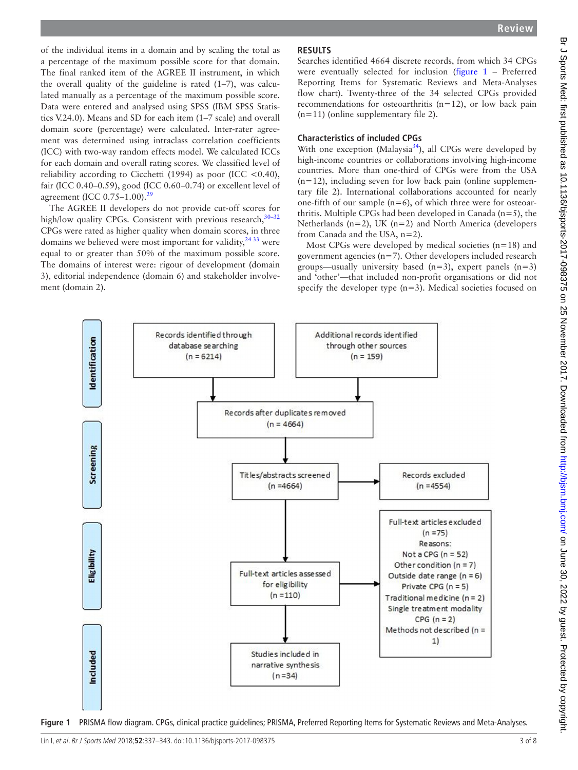of the individual items in a domain and by scaling the total as a percentage of the maximum possible score for that domain. The final ranked item of the AGREE II instrument, in which the overall quality of the guideline is rated (1–7), was calculated manually as a percentage of the maximum possible score. Data were entered and analysed using SPSS (IBM SPSS Statistics V.24.0). Means and SD for each item (1–7 scale) and overall domain score (percentage) were calculated. Inter-rater agreement was determined using intraclass correlation coefficients (ICC) with two-way random effects model. We calculated ICCs for each domain and overall rating scores. We classified level of reliability according to Cicchetti (1994) as poor (ICC <0.40), fair (ICC 0.40–0.59), good (ICC 0.60–0.74) or excellent level of agreement (ICC 0.75–1.00).[29]

The AGREE II developers do not provide cut-off scores for high/low quality CPGs. Consistent with previous research,[30–32] CPGs were rated as higher quality when domain scores, in three domains we believed were most important for validity,[24 33] were equal to or greater than 50% of the maximum possible score. The domains of interest were: rigour of development (domain 3), editorial independence (domain 6) and stakeholder involvement (domain 2).

## RESULTS

Searches identified 4664 discrete records, from which 34 CPGs were eventually selected for inclusion (figure 1 – Preferred Reporting Items for Systematic Reviews and Meta-Analyses flow chart). Twenty-three of the 34 selected CPGs provided recommendations for osteoarthritis (n=12), or low back pain (n=11) (online supplementary file 2).

### Characteristics of included CPGs

With one exception (Malaysia[34]), all CPGs were developed by high-income countries or collaborations involving high-income countries. More than one-third of CPGs were from the USA (n=12), including seven for low back pain (online supplementary file 2). International collaborations accounted for nearly one-fifth of our sample (n=6), of which three were for osteoarthritis. Multiple CPGs had been developed in Canada (n=5), the Netherlands (n=2), UK (n=2) and North America (developers from Canada and the USA, n=2).

Most CPGs were developed by medical societies (n=18) and government agencies (n=7). Other developers included research groups—usually university based (n=3), expert panels (n=3) and 'other'—that included non-profit organisations or did not specify the developer type (n=3). Medical societies focused on

**Identification**

- Records identified through database searching (n = 6214)
- Additional records identified through other sources (n = 159)

Records after duplicates removed (n = 4664)

**Screening**

Titles/abstracts screened (n =4664) → Records excluded (n =4554)

**Eligibility**

Full-text articles assessed for eligibility (n =110) → Full-text articles excluded (n =75)
Reasons:
Not a CPG (n = 52)
Other condition (n = 7)
Outside date range (n = 6)
Private CPG (n = 5)
Traditional medicine (n = 2)
Single treatment modality CPG (n = 2)
Methods not described (n = 1)

**Included**

Studies included in narrative synthesis (n =34)

**Figure 1** PRISMA flow diagram. CPGs, clinical practice guidelines; PRISMA, Preferred Reporting Items for Systematic Reviews and Meta-Analyses.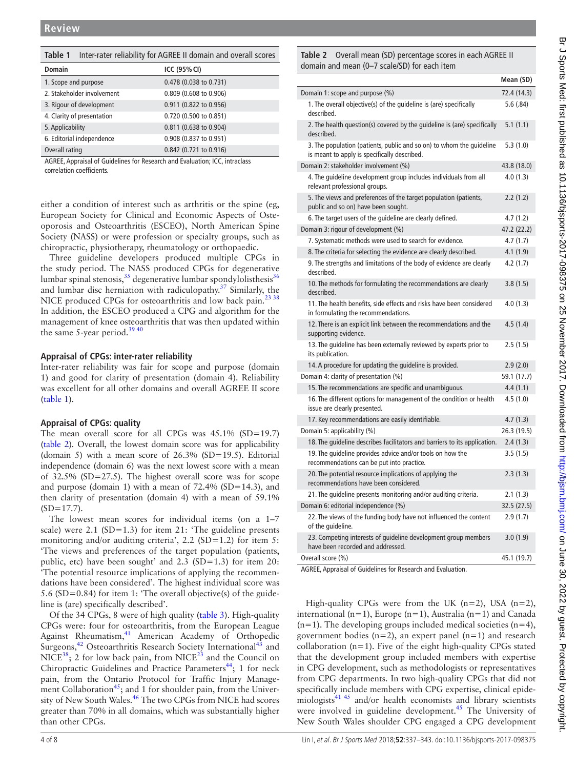**Table 1** Inter-rater reliability for AGREE II domain and overall scores

| Domain | ICC (95% CI) |
|---|---|
| 1. Scope and purpose | 0.478 (0.038 to 0.731) |
| 2. Stakeholder involvement | 0.809 (0.608 to 0.906) |
| 3. Rigour of development | 0.911 (0.822 to 0.956) |
| 4. Clarity of presentation | 0.720 (0.500 to 0.851) |
| 5. Applicability | 0.811 (0.638 to 0.904) |
| 6. Editorial independence | 0.908 (0.837 to 0.951) |
| Overall rating | 0.842 (0.721 to 0.916) |

AGREE, Appraisal of Guidelines for Research and Evaluation; ICC, intraclass correlation coefficients.

either a condition of interest such as arthritis or the spine (eg, European Society for Clinical and Economic Aspects of Osteoporosis and Osteoarthritis (ESCEO), North American Spine Society (NASS) or were profession or specialty groups, such as chiropractic, physiotherapy, rheumatology or orthopaedic.

Three guideline developers produced multiple CPGs in the study period. The NASS produced CPGs for degenerative lumbar spinal stenosis,[35] degenerative lumbar spondylolisthesis[36] and lumbar disc herniation with radiculopathy.[37] Similarly, the NICE produced CPGs for osteoarthritis and low back pain.[23 38] In addition, the ESCEO produced a CPG and algorithm for the management of knee osteoarthritis that was then updated within the same 5-year period.[39 40]

### Appraisal of CPGs: inter-rater reliability

Inter-rater reliability was fair for scope and purpose (domain 1) and good for clarity of presentation (domain 4). Reliability was excellent for all other domains and overall AGREE II score (table 1).

### Appraisal of CPGs: quality

The mean overall score for all CPGs was 45.1% (SD=19.7) (table 2). Overall, the lowest domain score was for applicability (domain 5) with a mean score of 26.3% (SD=19.5). Editorial independence (domain 6) was the next lowest score with a mean of 32.5% (SD=27.5). The highest overall score was for scope and purpose (domain 1) with a mean of 72.4% (SD=14.3), and then clarity of presentation (domain 4) with a mean of 59.1% (SD=17.7).

The lowest mean scores for individual items (on a 1–7 scale) were 2.1 (SD=1.3) for item 21: 'The guideline presents monitoring and/or auditing criteria', 2.2 (SD=1.2) for item 5: 'The views and preferences of the target population (patients, public, etc) have been sought' and 2.3 (SD=1.3) for item 20: 'The potential resource implications of applying the recommendations have been considered'. The highest individual score was 5.6 (SD=0.84) for item 1: 'The overall objective(s) of the guideline is (are) specifically described'.

Of the 34 CPGs, 8 were of high quality (table 3). High-quality CPGs were: four for osteoarthritis, from the European League Against Rheumatism,[41] American Academy of Orthopedic Surgeons,[42] Osteoarthritis Research Society International[43] and NICE[38]; 2 for low back pain, from NICE[23] and the Council on Chiropractic Guidelines and Practice Parameters[44]; 1 for neck pain, from the Ontario Protocol for Traffic Injury Management Collaboration[45]; and 1 for shoulder pain, from the University of New South Wales.[46] The two CPGs from NICE had scores greater than 70% in all domains, which was substantially higher than other CPGs.

**Table 2** Overall mean (SD) percentage scores in each AGREE II domain and mean (0–7 scale/SD) for each item

| | Mean (SD) |
|---|---|
| Domain 1: scope and purpose (%) | 72.4 (14.3) |
| 1. The overall objective(s) of the guideline is (are) specifically described. | 5.6 (.84) |
| 2. The health question(s) covered by the guideline is (are) specifically described. | 5.1 (1.1) |
| 3. The population (patients, public and so on) to whom the guideline is meant to apply is specifically described. | 5.3 (1.0) |
| Domain 2: stakeholder involvement (%) | 43.8 (18.0) |
| 4. The guideline development group includes individuals from all relevant professional groups. | 4.0 (1.3) |
| 5. The views and preferences of the target population (patients, public and so on) have been sought. | 2.2 (1.2) |
| 6. The target users of the guideline are clearly defined. | 4.7 (1.2) |
| Domain 3: rigour of development (%) | 47.2 (22.2) |
| 7. Systematic methods were used to search for evidence. | 4.7 (1.7) |
| 8. The criteria for selecting the evidence are clearly described. | 4.1 (1.9) |
| 9. The strengths and limitations of the body of evidence are clearly described. | 4.2 (1.7) |
| 10. The methods for formulating the recommendations are clearly described. | 3.8 (1.5) |
| 11. The health benefits, side effects and risks have been considered in formulating the recommendations. | 4.0 (1.3) |
| 12. There is an explicit link between the recommendations and the supporting evidence. | 4.5 (1.4) |
| 13. The guideline has been externally reviewed by experts prior to its publication. | 2.5 (1.5) |
| 14. A procedure for updating the guideline is provided. | 2.9 (2.0) |
| Domain 4: clarity of presentation (%) | 59.1 (17.7) |
| 15. The recommendations are specific and unambiguous. | 4.4 (1.1) |
| 16. The different options for management of the condition or health issue are clearly presented. | 4.5 (1.0) |
| 17. Key recommendations are easily identifiable. | 4.7 (1.3) |
| Domain 5: applicability (%) | 26.3 (19.5) |
| 18. The guideline describes facilitators and barriers to its application. | 2.4 (1.3) |
| 19. The guideline provides advice and/or tools on how the recommendations can be put into practice. | 3.5 (1.5) |
| 20. The potential resource implications of applying the recommendations have been considered. | 2.3 (1.3) |
| 21. The guideline presents monitoring and/or auditing criteria. | 2.1 (1.3) |
| Domain 6: editorial independence (%) | 32.5 (27.5) |
| 22. The views of the funding body have not influenced the content of the guideline. | 2.9 (1.7) |
| 23. Competing interests of guideline development group members have been recorded and addressed. | 3.0 (1.9) |
| Overall score (%) | 45.1 (19.7) |

AGREE, Appraisal of Guidelines for Research and Evaluation.

High-quality CPGs were from the UK (n=2), USA (n=2), international (n=1), Europe (n=1), Australia (n=1) and Canada (n=1). The developing groups included medical societies (n=4), government bodies (n=2), an expert panel (n=1) and research collaboration (n=1). Five of the eight high-quality CPGs stated that the development group included members with expertise in CPG development, such as methodologists or representatives from CPG departments. In two high-quality CPGs that did not specifically include members with CPG expertise, clinical epidemiologists[41 45] and/or health economists and library scientists were involved in guideline development.[45] The University of New South Wales shoulder CPG engaged a CPG development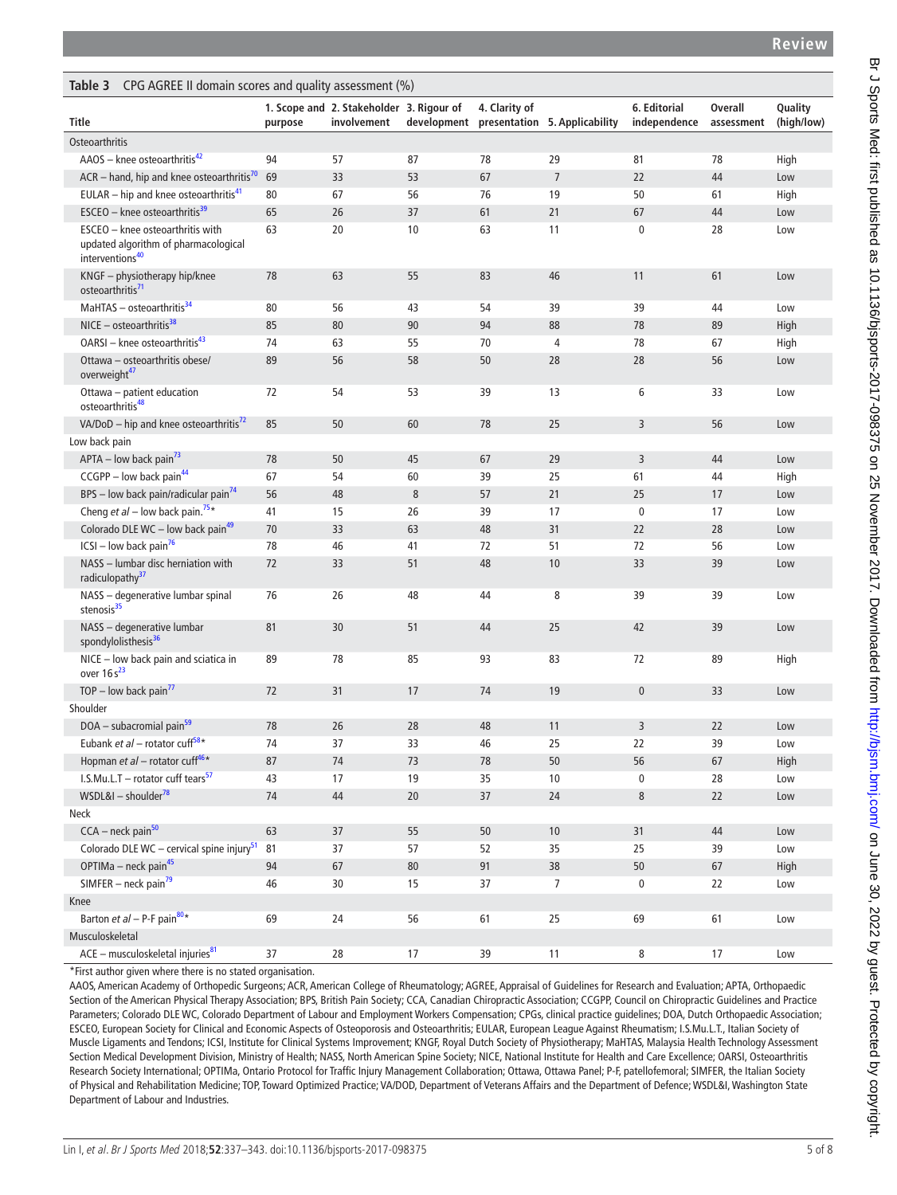**Table 3** CPG AGREE II domain scores and quality assessment (%)

| Title | 1. Scope and purpose | 2. Stakeholder involvement | 3. Rigour of development | 4. Clarity of presentation | 5. Applicability | 6. Editorial independence | Overall assessment | Quality (high/low) |
|---|---|---|---|---|---|---|---|---|
| Osteoarthritis | | | | | | | | |
| AAOS – knee osteoarthritis[42] | 94 | 57 | 87 | 78 | 29 | 81 | 78 | High |
| ACR – hand, hip and knee osteoarthritis[70] | 69 | 33 | 53 | 67 | 7 | 22 | 44 | Low |
| EULAR – hip and knee osteoarthritis[41] | 80 | 67 | 56 | 76 | 19 | 50 | 61 | High |
| ESCEO – knee osteoarthritis[39] | 65 | 26 | 37 | 61 | 21 | 67 | 44 | Low |
| ESCEO – knee osteoarthritis with updated algorithm of pharmacological interventions[40] | 63 | 20 | 10 | 63 | 11 | 0 | 28 | Low |
| KNGF – physiotherapy hip/knee osteoarthritis[71] | 78 | 63 | 55 | 83 | 46 | 11 | 61 | Low |
| MaHTAS – osteoarthritis[34] | 80 | 56 | 43 | 54 | 39 | 39 | 44 | Low |
| NICE – osteoarthritis[38] | 85 | 80 | 90 | 94 | 88 | 78 | 89 | High |
| OARSI – knee osteoarthritis[43] | 74 | 63 | 55 | 70 | 4 | 78 | 67 | High |
| Ottawa – osteoarthritis obese/overweight[47] | 89 | 56 | 58 | 50 | 28 | 28 | 56 | Low |
| Ottawa – patient education osteoarthritis[48] | 72 | 54 | 53 | 39 | 13 | 6 | 33 | Low |
| VA/DoD – hip and knee osteoarthritis[72] | 85 | 50 | 60 | 78 | 25 | 3 | 56 | Low |
| Low back pain | | | | | | | | |
| APTA – low back pain[73] | 78 | 50 | 45 | 67 | 29 | 3 | 44 | Low |
| CCGPP – low back pain[44] | 67 | 54 | 60 | 39 | 25 | 61 | 44 | High |
| BPS – low back pain/radicular pain[74] | 56 | 48 | 8 | 57 | 21 | 25 | 17 | Low |
| Cheng *et al* – low back pain.[75]* | 41 | 15 | 26 | 39 | 17 | 0 | 17 | Low |
| Colorado DLE WC – low back pain[49] | 70 | 33 | 63 | 48 | 31 | 22 | 28 | Low |
| ICSI – low back pain[76] | 78 | 46 | 41 | 72 | 51 | 72 | 56 | Low |
| NASS – lumbar disc herniation with radiculopathy[37] | 72 | 33 | 51 | 48 | 10 | 33 | 39 | Low |
| NASS – degenerative lumbar spinal stenosis[35] | 76 | 26 | 48 | 44 | 8 | 39 | 39 | Low |
| NASS – degenerative lumbar spondylolisthesis[36] | 81 | 30 | 51 | 44 | 25 | 42 | 39 | Low |
| NICE – low back pain and sciatica in over 16 s[23] | 89 | 78 | 85 | 93 | 83 | 72 | 89 | High |
| TOP – low back pain[77] | 72 | 31 | 17 | 74 | 19 | 0 | 33 | Low |
| Shoulder | | | | | | | | |
| DOA – subacromial pain[59] | 78 | 26 | 28 | 48 | 11 | 3 | 22 | Low |
| Eubank *et al* – rotator cuff[58]* | 74 | 37 | 33 | 46 | 25 | 22 | 39 | Low |
| Hopman *et al* – rotator cuff[46]* | 87 | 74 | 73 | 78 | 50 | 56 | 67 | High |
| I.S.Mu.L.T – rotator cuff tears[57] | 43 | 17 | 19 | 35 | 10 | 0 | 28 | Low |
| WSDL&I – shoulder[78] | 74 | 44 | 20 | 37 | 24 | 8 | 22 | Low |
| Neck | | | | | | | | |
| CCA – neck pain[50] | 63 | 37 | 55 | 50 | 10 | 31 | 44 | Low |
| Colorado DLE WC – cervical spine injury[51] | 81 | 37 | 57 | 52 | 35 | 25 | 39 | Low |
| OPTIMa – neck pain[45] | 94 | 67 | 80 | 91 | 38 | 50 | 67 | High |
| SIMFER – neck pain[79] | 46 | 30 | 15 | 37 | 7 | 0 | 22 | Low |
| Knee | | | | | | | | |
| Barton *et al* – P-F pain[80]* | 69 | 24 | 56 | 61 | 25 | 69 | 61 | Low |
| Musculoskeletal | | | | | | | | |
| ACE – musculoskeletal injuries[81] | 37 | 28 | 17 | 39 | 11 | 8 | 17 | Low |

*First author given where there is no stated organisation.

AAOS, American Academy of Orthopedic Surgeons; ACR, American College of Rheumatology; AGREE, Appraisal of Guidelines for Research and Evaluation; APTA, Orthopaedic Section of the American Physical Therapy Association; BPS, British Pain Society; CCA, Canadian Chiropractic Association; CCGPP, Council on Chiropractic Guidelines and Practice Parameters; Colorado DLE WC, Colorado Department of Labour and Employment Workers Compensation; CPGs, clinical practice guidelines; DOA, Dutch Orthopaedic Association; ESCEO, European Society for Clinical and Economic Aspects of Osteoporosis and Osteoarthritis; EULAR, European League Against Rheumatism; I.S.Mu.L.T., Italian Society of Muscle Ligaments and Tendons; ICSI, Institute for Clinical Systems Improvement; KNGF, Royal Dutch Society of Physiotherapy; MaHTAS, Malaysia Health Technology Assessment Section Medical Development Division, Ministry of Health; NASS, North American Spine Society; NICE, National Institute for Health and Care Excellence; OARSI, Osteoarthritis Research Society International; OPTIMa, Ontario Protocol for Traffic Injury Management Collaboration; Ottawa, Ottawa Panel; P-F, patellofemoral; SIMFER, the Italian Society of Physical and Rehabilitation Medicine; TOP, Toward Optimized Practice; VA/DOD, Department of Veterans Affairs and the Department of Defence; WSDL&I, Washington State Department of Labour and Industries.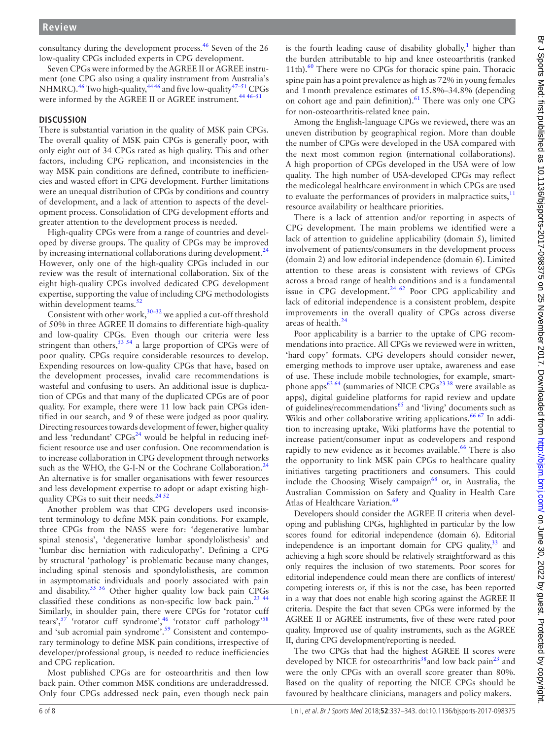consultancy during the development process.[46] Seven of the 26 low-quality CPGs included experts in CPG development.

Seven CPGs were informed by the AGREE II or AGREE instrument (one CPG also using a quality instrument from Australia's NHMRC).[46] Two high-quality,[44 46] and five low-quality[47–51] CPGs were informed by the AGREE II or AGREE instrument.[44 46–51]

## DISCUSSION

There is substantial variation in the quality of MSK pain CPGs. The overall quality of MSK pain CPGs is generally poor, with only eight out of 34 CPGs rated as high quality. This and other factors, including CPG replication, and inconsistencies in the way MSK pain conditions are defined, contribute to inefficiencies and wasted effort in CPG development. Further limitations were an unequal distribution of CPGs by conditions and country of development, and a lack of attention to aspects of the development process. Consolidation of CPG development efforts and greater attention to the development process is needed.

High-quality CPGs were from a range of countries and developed by diverse groups. The quality of CPGs may be improved by increasing international collaborations during development.[24] However, only one of the high-quality CPGs included in our review was the result of international collaboration. Six of the eight high-quality CPGs involved dedicated CPG development expertise, supporting the value of including CPG methodologists within development teams.[52]

Consistent with other work,[30–32] we applied a cut-off threshold of 50% in three AGREE II domains to differentiate high-quality and low-quality CPGs. Even though our criteria were less stringent than others,[53 54] a large proportion of CPGs were of poor quality. CPGs require considerable resources to develop. Expending resources on low-quality CPGs that have, based on the development processes, invalid care recommendations is wasteful and confusing to users. An additional issue is duplication of CPGs and that many of the duplicated CPGs are of poor quality. For example, there were 11 low back pain CPGs identified in our search, and 9 of these were judged as poor quality. Directing resources towards development of fewer, higher quality and less 'redundant' CPGs[24] would be helpful in reducing inefficient resource use and user confusion. One recommendation is to increase collaboration in CPG development through networks such as the WHO, the G-I-N or the Cochrane Collaboration.[24] An alternative is for smaller organisations with fewer resources and less development expertise to adopt or adapt existing high-quality CPGs to suit their needs.[24 52]

Another problem was that CPG developers used inconsistent terminology to define MSK pain conditions. For example, three CPGs from the NASS were for: 'degenerative lumbar spinal stenosis', 'degenerative lumbar spondylolisthesis' and 'lumbar disc herniation with radiculopathy'. Defining a CPG by structural 'pathology' is problematic because many changes, including spinal stenosis and spondylolisthesis, are common in asymptomatic individuals and poorly associated with pain and disability.[55 56] Other higher quality low back pain CPGs classified these conditions as non-specific low back pain.[23 44] Similarly, in shoulder pain, there were CPGs for 'rotator cuff tears',[57] 'rotator cuff syndrome',[46] 'rotator cuff pathology'[58] and 'sub acromial pain syndrome'.[59] Consistent and contemporary terminology to define MSK pain conditions, irrespective of developer/professional group, is needed to reduce inefficiencies and CPG replication.

Most published CPGs are for osteoarthritis and then low back pain. Other common MSK conditions are underaddressed. Only four CPGs addressed neck pain, even though neck pain is the fourth leading cause of disability globally,[1] higher than the burden attributable to hip and knee osteoarthritis (ranked 11th).[60] There were no CPGs for thoracic spine pain. Thoracic spine pain has a point prevalence as high as 72% in young females and 1 month prevalence estimates of 15.8%–34.8% (depending on cohort age and pain definition).[61] There was only one CPG for non-osteoarthritis-related knee pain.

Among the English-language CPGs we reviewed, there was an uneven distribution by geographical region. More than double the number of CPGs were developed in the USA compared with the next most common region (international collaborations). A high proportion of CPGs developed in the USA were of low quality. The high number of USA-developed CPGs may reflect the medicolegal healthcare environment in which CPGs are used to evaluate the performances of providers in malpractice suits,[11] resource availability or healthcare priorities.

There is a lack of attention and/or reporting in aspects of CPG development. The main problems we identified were a lack of attention to guideline applicability (domain 5), limited involvement of patients/consumers in the development process (domain 2) and low editorial independence (domain 6). Limited attention to these areas is consistent with reviews of CPGs across a broad range of health conditions and is a fundamental issue in CPG development.[24 62] Poor CPG applicability and lack of editorial independence is a consistent problem, despite improvements in the overall quality of CPGs across diverse areas of health.[24]

Poor applicability is a barrier to the uptake of CPG recommendations into practice. All CPGs we reviewed were in written, 'hard copy' formats. CPG developers should consider newer, emerging methods to improve user uptake, awareness and ease of use. These include mobile technologies, for example, smartphone apps[63 64] (summaries of NICE CPGs[23 38] were available as apps), digital guideline platforms for rapid review and update of guidelines/recommendations[65] and 'living' documents such as Wikis and other collaborative writing applications.[66 67] In addition to increasing uptake, Wiki platforms have the potential to increase patient/consumer input as codevelopers and respond rapidly to new evidence as it becomes available.[66] There is also the opportunity to link MSK pain CPGs to healthcare quality initiatives targeting practitioners and consumers. This could include the Choosing Wisely campaign[68] or, in Australia, the Australian Commission on Safety and Quality in Health Care Atlas of Healthcare Variation.[69]

Developers should consider the AGREE II criteria when developing and publishing CPGs, highlighted in particular by the low scores found for editorial independence (domain 6). Editorial independence is an important domain for CPG quality,[33] and achieving a high score should be relatively straightforward as this only requires the inclusion of two statements. Poor scores for editorial independence could mean there are conflicts of interest/competing interests or, if this is not the case, has been reported in a way that does not enable high scoring against the AGREE II criteria. Despite the fact that seven CPGs were informed by the AGREE II or AGREE instruments, five of these were rated poor quality. Improved use of quality instruments, such as the AGREE II, during CPG development/reporting is needed.

The two CPGs that had the highest AGREE II scores were developed by NICE for osteoarthritis[38] and low back pain[23] and were the only CPGs with an overall score greater than 80%. Based on the quality of reporting the NICE CPGs should be favoured by healthcare clinicians, managers and policy makers.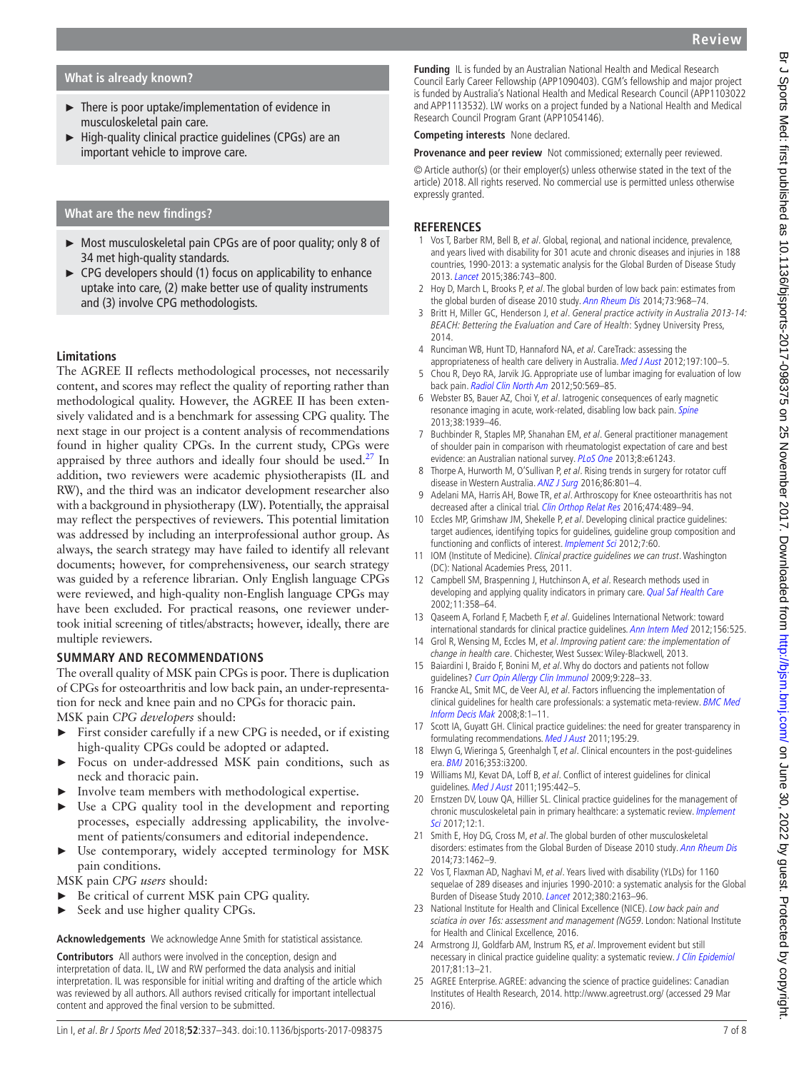## What is already known?

- There is poor uptake/implementation of evidence in musculoskeletal pain care.
- High-quality clinical practice guidelines (CPGs) are an important vehicle to improve care.

## What are the new findings?

- Most musculoskeletal pain CPGs are of poor quality; only 8 of 34 met high-quality standards.
- CPG developers should (1) focus on applicability to enhance uptake into care, (2) make better use of quality instruments and (3) involve CPG methodologists.

### Limitations

The AGREE II reflects methodological processes, not necessarily content, and scores may reflect the quality of reporting rather than methodological quality. However, the AGREE II has been extensively validated and is a benchmark for assessing CPG quality. The next stage in our project is a content analysis of recommendations found in higher quality CPGs. In the current study, CPGs were appraised by three authors and ideally four should be used.[27] In addition, two reviewers were academic physiotherapists (IL and RW), and the third was an indicator development researcher also with a background in physiotherapy (LW). Potentially, the appraisal may reflect the perspectives of reviewers. This potential limitation was addressed by including an interprofessional author group. As always, the search strategy may have failed to identify all relevant documents; however, for comprehensiveness, our search strategy was guided by a reference librarian. Only English language CPGs were reviewed, and high-quality non-English language CPGs may have been excluded. For practical reasons, one reviewer undertook initial screening of titles/abstracts; however, ideally, there are multiple reviewers.

## SUMMARY AND RECOMMENDATIONS

The overall quality of MSK pain CPGs is poor. There is duplication of CPGs for osteoarthritis and low back pain, an under-representation for neck and knee pain and no CPGs for thoracic pain.

MSK pain *CPG developers* should:

- First consider carefully if a new CPG is needed, or if existing high-quality CPGs could be adopted or adapted.
- Focus on under-addressed MSK pain conditions, such as neck and thoracic pain.
- Involve team members with methodological expertise.
- Use a CPG quality tool in the development and reporting processes, especially addressing applicability, the involvement of patients/consumers and editorial independence.
- Use contemporary, widely accepted terminology for MSK pain conditions.

MSK pain *CPG users* should:

- Be critical of current MSK pain CPG quality.
- Seek and use higher quality CPGs.

**Acknowledgements** We acknowledge Anne Smith for statistical assistance.

**Contributors** All authors were involved in the conception, design and interpretation of data. IL, LW and RW performed the data analysis and initial interpretation. IL was responsible for initial writing and drafting of the article which was reviewed by all authors. All authors revised critically for important intellectual content and approved the final version to be submitted.

**Funding** IL is funded by an Australian National Health and Medical Research Council Early Career Fellowship (APP1090403). CGM's fellowship and major project is funded by Australia's National Health and Medical Research Council (APP1103022 and APP1113532). LW works on a project funded by a National Health and Medical Research Council Program Grant (APP1054146).

**Competing interests** None declared.

**Provenance and peer review** Not commissioned; externally peer reviewed.

© Article author(s) (or their employer(s) unless otherwise stated in the text of the article) 2018. All rights reserved. No commercial use is permitted unless otherwise expressly granted.

## REFERENCES

1. Vos T, Barber RM, Bell B, *et al*. Global, regional, and national incidence, prevalence, and years lived with disability for 301 acute and chronic diseases and injuries in 188 countries, 1990-2013: a systematic analysis for the Global Burden of Disease Study 2013. *Lancet* 2015;386:743–800.
2. Hoy D, March L, Brooks P, *et al*. The global burden of low back pain: estimates from the global burden of disease 2010 study. *Ann Rheum Dis* 2014;73:968–74.
3. Britt H, Miller GC, Henderson J, *et al*. *General practice activity in Australia 2013-14: BEACH: Bettering the Evaluation and Care of Health*: Sydney University Press, 2014.
4. Runciman WB, Hunt TD, Hannaford NA, *et al*. CareTrack: assessing the appropriateness of health care delivery in Australia. *Med J Aust* 2012;197:100–5.
5. Chou R, Deyo RA, Jarvik JG. Appropriate use of lumbar imaging for evaluation of low back pain. *Radiol Clin North Am* 2012;50:569–85.
6. Webster BS, Bauer AZ, Choi Y, *et al*. Iatrogenic consequences of early magnetic resonance imaging in acute, work-related, disabling low back pain. *Spine* 2013;38:1939–46.
7. Buchbinder R, Staples MP, Shanahan EM, *et al*. General practitioner management of shoulder pain in comparison with rheumatologist expectation of care and best evidence: an Australian national survey. *PLoS One* 2013;8:e61243.
8. Thorpe A, Hurworth M, O'Sullivan P, *et al*. Rising trends in surgery for rotator cuff disease in Western Australia. *ANZ J Surg* 2016;86:801–4.
9. Adelani MA, Harris AH, Bowe TR, *et al*. Arthroscopy for Knee osteoarthritis has not decreased after a clinical trial. *Clin Orthop Relat Res* 2016;474:489–94.
10. Eccles MP, Grimshaw JM, Shekelle P, *et al*. Developing clinical practice guidelines: target audiences, identifying topics for guidelines, guideline group composition and functioning and conflicts of interest. *Implement Sci* 2012;7:60.
11. IOM (Institute of Medicine). *Clinical practice guidelines we can trust*. Washington (DC): National Academies Press, 2011.
12. Campbell SM, Braspenning J, Hutchinson A, *et al*. Research methods used in developing and applying quality indicators in primary care. *Qual Saf Health Care* 2002;11:358–64.
13. Qaseem A, Forland F, Macbeth F, *et al*. Guidelines International Network: toward international standards for clinical practice guidelines. *Ann Intern Med* 2012;156:525.
14. Grol R, Wensing M, Eccles M, *et al*. *Improving patient care: the implementation of change in health care*. Chichester, West Sussex: Wiley-Blackwell, 2013.
15. Baiardini I, Braido F, Bonini M, *et al*. Why do doctors and patients not follow guidelines? *Curr Opin Allergy Clin Immunol* 2009;9:228–33.
16. Francke AL, Smit MC, de Veer AJ, *et al*. Factors influencing the implementation of clinical guidelines for health care professionals: a systematic meta-review. *BMC Med Inform Decis Mak* 2008;8:1–11.
17. Scott IA, Guyatt GH. Clinical practice guidelines: the need for greater transparency in formulating recommendations. *Med J Aust* 2011;195:29.
18. Elwyn G, Wieringa S, Greenhalgh T, *et al*. Clinical encounters in the post-guidelines era. *BMJ* 2016;353:i3200.
19. Williams MJ, Kevat DA, Loff B, *et al*. Conflict of interest guidelines for clinical guidelines. *Med J Aust* 2011;195:442–5.
20. Ernstzen DV, Louw QA, Hillier SL. Clinical practice guidelines for the management of chronic musculoskeletal pain in primary healthcare: a systematic review. *Implement Sci* 2017;12:1.
21. Smith E, Hoy DG, Cross M, *et al*. The global burden of other musculoskeletal disorders: estimates from the Global Burden of Disease 2010 study. *Ann Rheum Dis* 2014;73:1462–9.
22. Vos T, Flaxman AD, Naghavi M, *et al*. Years lived with disability (YLDs) for 1160 sequelae of 289 diseases and injuries 1990-2010: a systematic analysis for the Global Burden of Disease Study 2010. *Lancet* 2012;380:2163–96.
23. National Institute for Health and Clinical Excellence (NICE). *Low back pain and sciatica in over 16s: assessment and management (NG59*. London: National Institute for Health and Clinical Excellence, 2016.
24. Armstrong JJ, Goldfarb AM, Instrum RS, *et al*. Improvement evident but still necessary in clinical practice guideline quality: a systematic review. *J Clin Epidemiol* 2017;81:13–21.
25. AGREE Enterprise. AGREE: advancing the science of practice guidelines: Canadian Institutes of Health Research, 2014. http://www.agreetrust.org/ (accessed 29 Mar 2016).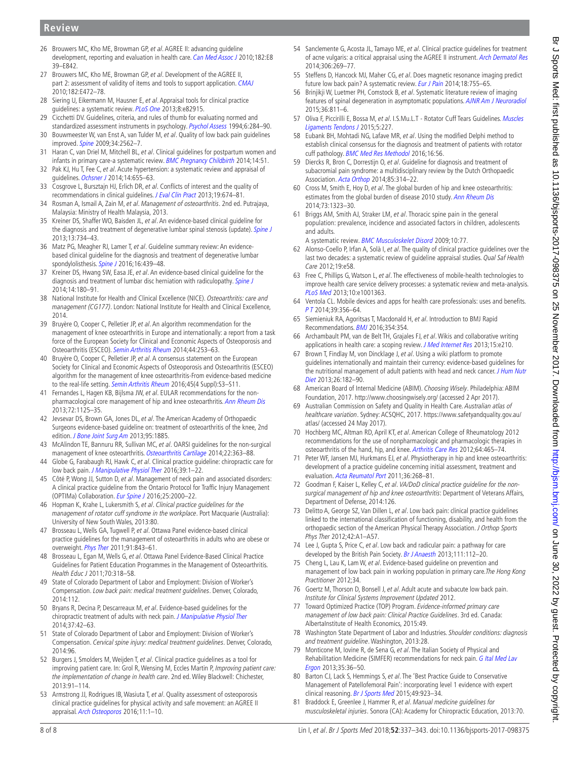26 Brouwers MC, Kho ME, Browman GP, *et al*. AGREE II: advancing guideline development, reporting and evaluation in health care. *Can Med Assoc J* 2010;182:E8 39–E842.

27 Brouwers MC, Kho ME, Browman GP, *et al*. Development of the AGREE II, part 2: assessment of validity of items and tools to support application. *CMAJ* 2010;182:E472–78.

28 Siering U, Eikermann M, Hausner E, *et al*. Appraisal tools for clinical practice guidelines: a systematic review. *PLoS One* 2013;8:e82915.

29 Cicchetti DV. Guidelines, criteria, and rules of thumb for evaluating normed and standardized assessment instruments in psychology. *Psychol Assess* 1994;6:284–90.

30 Bouwmeester W, van Enst A, van Tulder M, *et al*. Quality of low back pain guidelines improved. *Spine* 2009;34:2562–7.

31 Haran C, van Driel M, Mitchell BL, *et al*. Clinical guidelines for postpartum women and infants in primary care-a systematic review. *BMC Pregnancy Childbirth* 2014;14:51.

32 Pak KJ, Hu T, Fee C, *et al*. Acute hypertension: a systematic review and appraisal of guidelines. *Ochsner J* 2014;14:655–63.

33 Cosgrove L, Bursztajn HJ, Erlich DR, *et al*. Conflicts of interest and the quality of recommendations in clinical guidelines. *J Eval Clin Pract* 2013;19:674–81.

34 Rosman A, Ismail A, Zain M, *et al*. *Management of osteoarthritis*. 2nd ed. Putrajaya, Malaysia: Ministry of Health Malaysia, 2013.

35 Kreiner DS, Shaffer WO, Baisden JL, *et al*. An evidence-based clinical guideline for the diagnosis and treatment of degenerative lumbar spinal stenosis (update). *Spine J* 2013;13:734–43.

36 Matz PG, Meagher RJ, Lamer T, *et al*. Guideline summary review: An evidence-based clinical guideline for the diagnosis and treatment of degenerative lumbar spondylolisthesis. *Spine J* 2016;16:439–48.

37 Kreiner DS, Hwang SW, Easa JE, *et al*. An evidence-based clinical guideline for the diagnosis and treatment of lumbar disc herniation with radiculopathy. *Spine J* 2014;14:180–91.

38 National Institute for Health and Clinical Excellence (NICE). *Osteoarthritis: care and management (CG177)*. London: National Institute for Health and Clinical Excellence, 2014.

39 Bruyère O, Cooper C, Pelletier JP, *et al*. An algorithm recommendation for the management of knee osteoarthritis in Europe and internationally: a report from a task force of the European Society for Clinical and Economic Aspects of Osteoporosis and Osteoarthritis (ESCEO). *Semin Arthritis Rheum* 2014;44:253–63.

40 Bruyère O, Cooper C, Pelletier JP, *et al*. A consensus statement on the European Society for Clinical and Economic Aspects of Osteoporosis and Osteoarthritis (ESCEO) algorithm for the management of knee osteoarthritis-From evidence-based medicine to the real-life setting. *Semin Arthritis Rheum* 2016;45(4 Suppl):S3–S11.

41 Fernandes L, Hagen KB, Bijlsma JW, *et al*. EULAR recommendations for the non-pharmacological core management of hip and knee osteoarthritis. *Ann Rheum Dis* 2013;72:1125–35.

42 Jevsevar DS, Brown GA, Jones DL, *et al*. The American Academy of Orthopaedic Surgeons evidence-based guideline on: treatment of osteoarthritis of the knee, 2nd edition. *J Bone Joint Surg Am* 2013;95:1885.

43 McAlindon TE, Bannuru RR, Sullivan MC, *et al*. OARSI guidelines for the non-surgical management of knee osteoarthritis. *Osteoarthritis Cartilage* 2014;22:363–88.

44 Globe G, Farabaugh RJ, Hawk C, *et al*. Clinical practice guideline: chiropractic care for low back pain. *J Manipulative Physiol Ther* 2016;39:1–22.

45 Côté P, Wong JJ, Sutton D, *et al*. Management of neck pain and associated disorders: A clinical practice guideline from the Ontario Protocol for Traffic Injury Management (OPTIMa) Collaboration. *Eur Spine J* 2016;25:2000–22.

46 Hopman K, Krahe L, Lukersmith S, *et al*. *Clinical practice guidelines for the management of rotator cuff syndrome in the workplace*. Port Macquarie (Australia): University of New South Wales, 2013:80.

47 Brosseau L, Wells GA, Tugwell P, *et al*. Ottawa Panel evidence-based clinical practice guidelines for the management of osteoarthritis in adults who are obese or overweight. *Phys Ther* 2011;91:843–61.

48 Brosseau L, Egan M, Wells G, *et al*. Ottawa Panel Evidence-Based Clinical Practice Guidelines for Patient Education Programmes in the Management of Osteoarthritis. *Health Educ J* 2011;70:318–58.

49 State of Colorado Department of Labor and Employment: Division of Worker's Compensation. *Low back pain: medical treatment guidelines*. Denver, Colorado, 2014:112.

50 Bryans R, Decina P, Descarreaux M, *et al*. Evidence-based guidelines for the chiropractic treatment of adults with neck pain. *J Manipulative Physiol Ther* 2014;37:42–63.

51 State of Colorado Department of Labor and Employment: Division of Worker's Compensation. *Cervical spine injury: medical treatment guidelines*. Denver, Colorado, 2014:96.

52 Burgers J, Smolders M, Weijden T, *et al*. Clinical practice guidelines as a tool for improving patient care. In: Grol R, Wensing M, Eccles Martin P, *Improving patient care: the implementation of change in health care*. 2nd ed. Wiley Blackwell: Chichester, 2013:91–114.

53 Armstrong JJ, Rodrigues IB, Wasiuta T, *et al*. Quality assessment of osteoporosis clinical practice guidelines for physical activity and safe movement: an AGREE II appraisal. *Arch Osteoporos* 2016;11:1–10.

54 Sanclemente G, Acosta JL, Tamayo ME, *et al*. Clinical practice guidelines for treatment of acne vulgaris: a critical appraisal using the AGREE II instrument. *Arch Dermatol Res* 2014;306:269–77.

55 Steffens D, Hancock MJ, Maher CG, *et al*. Does magnetic resonance imaging predict future low back pain? A systematic review. *Eur J Pain* 2014;18:755–65.

56 Brinjikji W, Luetmer PH, Comstock B, *et al*. Systematic literature review of imaging features of spinal degeneration in asymptomatic populations. *AJNR Am J Neuroradiol* 2015;36:811–6.

57 Oliva F, Piccirilli E, Bossa M, *et al*. I.S.Mu.L.T - Rotator Cuff Tears Guidelines. *Muscles Ligaments Tendons J* 2015;5:227.

58 Eubank BH, Mohtadi NG, Lafave MR, *et al*. Using the modified Delphi method to establish clinical consensus for the diagnosis and treatment of patients with rotator cuff pathology. *BMC Med Res Methodol* 2016;16:56.

59 Diercks R, Bron C, Dorrestijn O, *et al*. Guideline for diagnosis and treatment of subacromial pain syndrome: a multidisciplinary review by the Dutch Orthopaedic Association. *Acta Orthop* 2014;85:314–22.

60 Cross M, Smith E, Hoy D, *et al*. The global burden of hip and knee osteoarthritis: estimates from the global burden of disease 2010 study. *Ann Rheum Dis* 2014;73:1323–30.

61 Briggs AM, Smith AJ, Straker LM, *et al*. Thoracic spine pain in the general population: prevalence, incidence and associated factors in children, adolescents and adults.
A systematic review. *BMC Musculoskelet Disord* 2009;10:77.

62 Alonso-Coello P, Irfan A, Solà I, *et al*. The quality of clinical practice guidelines over the last two decades: a systematic review of guideline appraisal studies. *Qual Saf Health Care* 2012;19:e58.

63 Free C, Phillips G, Watson L, *et al*. The effectiveness of mobile-health technologies to improve health care service delivery processes: a systematic review and meta-analysis. *PLoS Med* 2013;10:e1001363.

64 Ventola CL. Mobile devices and apps for health care professionals: uses and benefits. *P T* 2014;39:356–64.

65 Siemieniuk RA, Agoritsas T, Macdonald H, *et al*. Introduction to BMJ Rapid Recommendations. *BMJ* 2016;354:354.

66 Archambault PM, van de Belt TH, Grajales FJ, *et al*. Wikis and collaborative writing applications in health care: a scoping review. *J Med Internet Res* 2013;15:e210.

67 Brown T, Findlay M, von Dincklage J, *et al*. Using a wiki platform to promote guidelines internationally and maintain their currency: evidence-based guidelines for the nutritional management of adult patients with head and neck cancer. *J Hum Nutr Diet* 2013;26:182–90.

68 American Board of Internal Medicine (ABIM). *Choosing Wisely*. Philadelphia: ABIM Foundation, 2017. http://www.choosingwisely.org/ (accessed 2 Apr 2017).

69 Australian Commission on Safety and Quality in Health Care. *Australian atlas of healthcare variation*. Sydney: ACSQHC, 2017. https://www.safetyandquality.gov.au/atlas/ (accessed 24 May 2017).

70 Hochberg MC, Altman RD, April KT, *et al*. American College of Rheumatology 2012 recommendations for the use of nonpharmacologic and pharmacologic therapies in osteoarthritis of the hand, hip, and knee. *Arthritis Care Res* 2012;64:465–74.

71 Peter WF, Jansen MJ, Hurkmans EJ, *et al*. Physiotherapy in hip and knee osteoarthritis: development of a practice guideline concerning initial assessment, treatment and evaluation. *Acta Reumatol Port* 2011;36:268–81.

72 Goodman F, Kaiser L, Kelley C, *et al*. *VA/DoD clinical practice guideline for the non-surgical management of hip and knee osteoarthritis*: Department of Veterans Affairs, Department of Defense, 2014:126.

73 Delitto A, George SZ, Van Dillen L, *et al*. Low back pain: clinical practice guidelines linked to the international classification of functioning, disability, and health from the orthopaedic section of the American Physical Therapy Association. *J Orthop Sports Phys Ther* 2012;42:A1–A57.

74 Lee J, Gupta S, Price C, *et al*. Low back and radicular pain: a pathway for care developed by the British Pain Society. *Br J Anaesth* 2013;111:112–20.

75 Cheng L, Lau K, Lam W, *et al*. Evidence-based guideline on prevention and management of low back pain in working population in primary care.*The Hong Kong Practitioner* 2012;34.

76 Goertz M, Thorson D, Bonsell J, *et al*. Adult acute and subacute low back pain. *Institute for Clinical Systems Improvement Updated* 2012.

77 Toward Optimized Practice (TOP) Program. *Evidence-informed primary care management of low back pain: Clinical Practice Guidelines*. 3rd ed. Canada: AlbertaInstitute of Health Economics, 2015:49.

78 Washington State Department of Labor and Industries. *Shoulder conditions: diagnosis and treatment guideline*. Washington, 2013:28.

79 Monticone M, Iovine R, de Sena G, *et al*. The Italian Society of Physical and Rehabilitation Medicine (SIMFER) recommendations for neck pain. *G Ital Med Lav Ergon* 2013;35:36–50.

80 Barton CJ, Lack S, Hemmings S, *et al*. The 'Best Practice Guide to Conservative Management of Patellofemoral Pain': incorporating level 1 evidence with expert clinical reasoning. *Br J Sports Med* 2015;49:923–34.

81 Braddock E, Greenlee J, Hammer R, *et al*. *Manual medicine guidelines for musculoskeletal injuries*. Sonora (CA): Academy for Chiropractic Education, 2013:70.